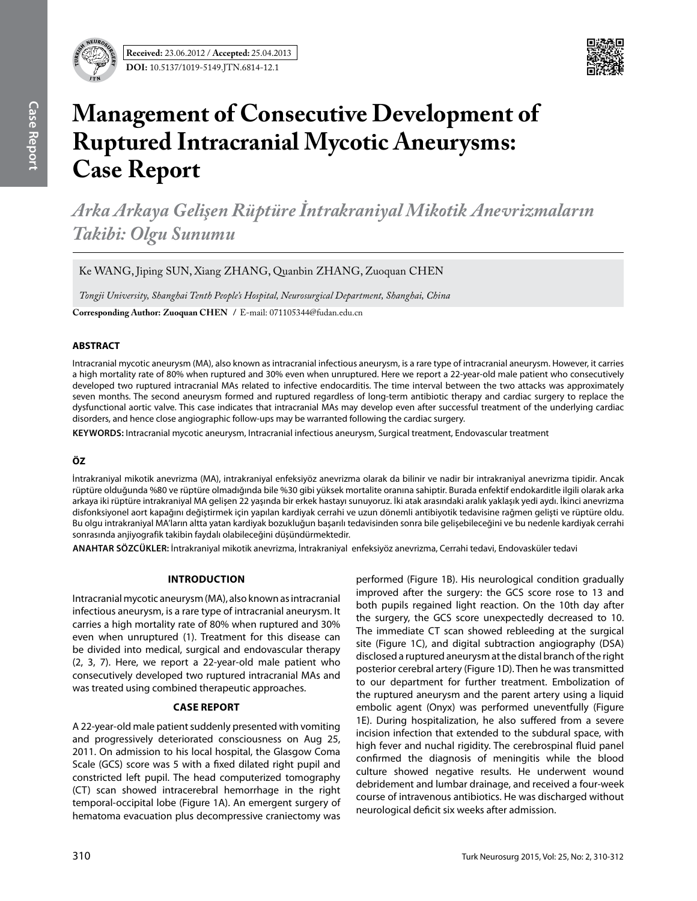**Received:** 23.06.2012 / **Accepted:** 25.04.2013

**DOI:** 10.5137/1019-5149.JTN.6814-12.1

# Management of Consecutive Development of Ruptured Intracranial Mycotic Aneurysms: Case Report

## *Arka Arkaya Gelişen Rüptüre İntrakraniyal Mikotik Anevrizmaların Takibi: Olgu Sunumu*

Ke WANG, Jiping SUN, Xiang ZHANG, Quanbin ZHANG, Zuoquan CHEN

*Tongji University, Shanghai Tenth People's Hospital, Neurosurgical Department, Shanghai, China*

**Corresponding Author: Zuoquan CHEN /** E-mail: 071105344@fudan.edu.cn

### ABSTRACT

Intracranial mycotic aneurysm (MA), also known as intracranial infectious aneurysm, is a rare type of intracranial aneurysm. However, it carries a high mortality rate of 80% when ruptured and 30% even when unruptured. Here we report a 22-year-old male patient who consecutively developed two ruptured intracranial MAs related to infective endocarditis. The time interval between the two attacks was approximately seven months. The second aneurysm formed and ruptured regardless of long-term antibiotic therapy and cardiac surgery to replace the dysfunctional aortic valve. This case indicates that intracranial MAs may develop even after successful treatment of the underlying cardiac disorders, and hence close angiographic follow-ups may be warranted following the cardiac surgery.

**KEYWORDS:** Intracranial mycotic aneurysm, Intracranial infectious aneurysm, Surgical treatment, Endovascular treatment

### ÖZ

İntrakraniyal mikotik anevrizma (MA), intrakraniyal enfeksiyöz anevrizma olarak da bilinir ve nadir bir intrakraniyal anevrizma tipidir. Ancak rüptüre olduğunda %80 ve rüptüre olmadığında bile %30 gibi yüksek mortalite oranına sahiptir. Burada enfektif endokarditle ilgili olarak arka arkaya iki rüptüre intrakraniyal MA gelişen 22 yaşında bir erkek hastayı sunuyoruz. İki atak arasındaki aralık yaklaşık yedi aydı. İkinci anevrizma disfonksiyonel aort kapağını değiştirmek için yapılan kardiyak cerrahi ve uzun dönemli antibiyotik tedavisine rağmen gelişti ve rüptüre oldu. Bu olgu intrakraniyal MA'ların altta yatan kardiyak bozukluğun başarılı tedavisinden sonra bile gelişebileceğini ve bu nedenle kardiyak cerrahi sonrasında anjiyografik takibin faydalı olabileceğini düşündürmektedir.

**ANAHTAR SÖZCÜKLER:** İntrakraniyal mikotik anevrizma, İntrakraniyal enfeksiyöz anevrizma, Cerrahi tedavi, Endovasküler tedavi

### INTRODUCTION

Intracranial mycotic aneurysm (MA), also known as intracranial infectious aneurysm, is a rare type of intracranial aneurysm. It carries a high mortality rate of 80% when ruptured and 30% even when unruptured (1). Treatment for this disease can be divided into medical, surgical and endovascular therapy (2, 3, 7). Here, we report a 22-year-old male patient who consecutively developed two ruptured intracranial MAs and was treated using combined therapeutic approaches.

### CASE REPORT

A 22-year-old male patient suddenly presented with vomiting and progressively deteriorated consciousness on Aug 25, 2011. On admission to his local hospital, the Glasgow Coma Scale (GCS) score was 5 with a fixed dilated right pupil and constricted left pupil. The head computerized tomography (CT) scan showed intracerebral hemorrhage in the right temporal-occipital lobe (Figure 1A). An emergent surgery of hematoma evacuation plus decompressive craniectomy was performed (Figure 1B). His neurological condition gradually improved after the surgery: the GCS score rose to 13 and both pupils regained light reaction. On the 10th day after the surgery, the GCS score unexpectedly decreased to 10. The immediate CT scan showed rebleeding at the surgical site (Figure 1C), and digital subtraction angiography (DSA) disclosed a ruptured aneurysm at the distal branch of the right posterior cerebral artery (Figure 1D). Then he was transmitted to our department for further treatment. Embolization of the ruptured aneurysm and the parent artery using a liquid embolic agent (Onyx) was performed uneventfully (Figure 1E). During hospitalization, he also suffered from a severe incision infection that extended to the subdural space, with high fever and nuchal rigidity. The cerebrospinal fluid panel confirmed the diagnosis of meningitis while the blood culture showed negative results. He underwent wound debridement and lumbar drainage, and received a four-week course of intravenous antibiotics. He was discharged without neurological deficit six weeks after admission.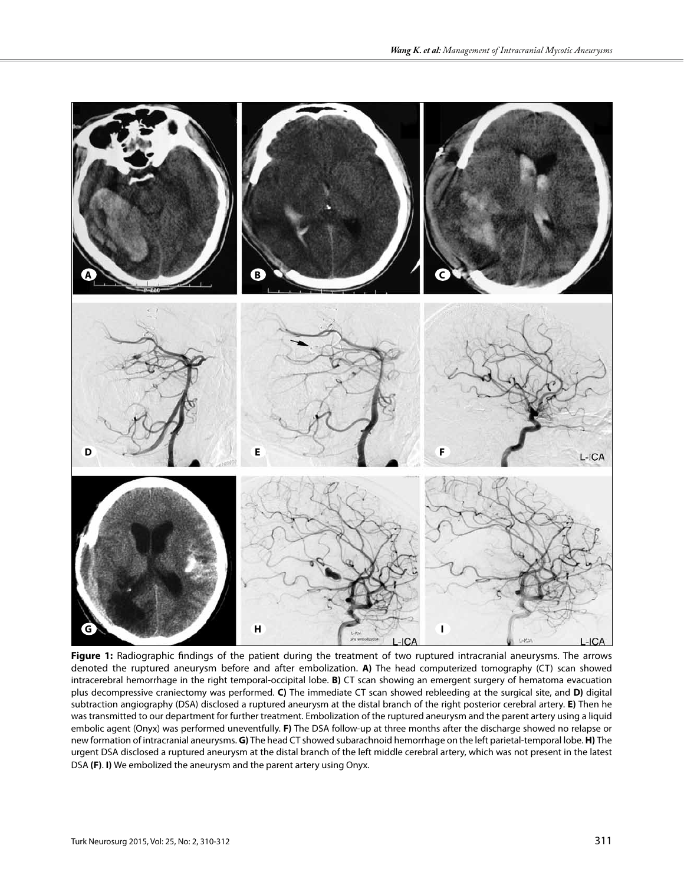**Figure 1:** Radiographic findings of the patient during the treatment of two ruptured intracranial aneurysms. The arrows denoted the ruptured aneurysm before and after embolization. **A)** The head computerized tomography (CT) scan showed intracerebral hemorrhage in the right temporal-occipital lobe. **B)** CT scan showing an emergent surgery of hematoma evacuation plus decompressive craniectomy was performed. **C)** The immediate CT scan showed rebleeding at the surgical site, and **D)** digital subtraction angiography (DSA) disclosed a ruptured aneurysm at the distal branch of the right posterior cerebral artery. **E)** Then he was transmitted to our department for further treatment. Embolization of the ruptured aneurysm and the parent artery using a liquid embolic agent (Onyx) was performed uneventfully. **F)** The DSA follow-up at three months after the discharge showed no relapse or new formation of intracranial aneurysms. **G)** The head CT showed subarachnoid hemorrhage on the left parietal-temporal lobe. **H)** The urgent DSA disclosed a ruptured aneurysm at the distal branch of the left middle cerebral artery, which was not present in the latest DSA **(F)**. **I)** We embolized the aneurysm and the parent artery using Onyx.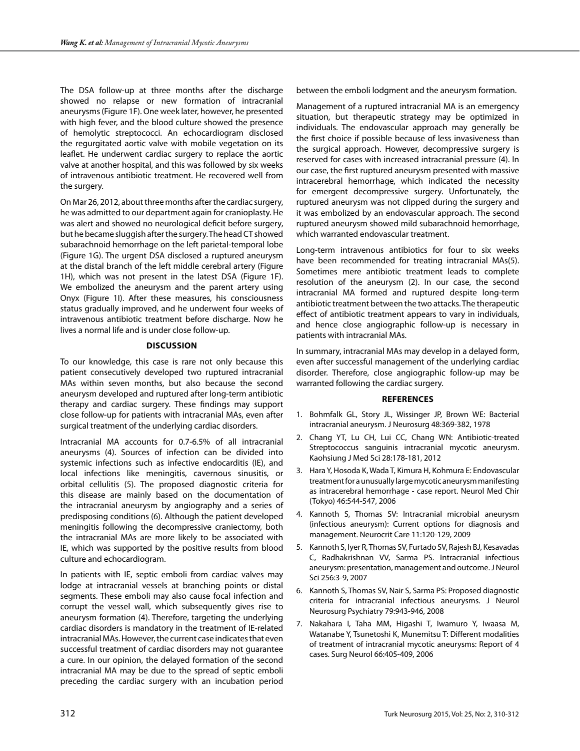The DSA follow-up at three months after the discharge showed no relapse or new formation of intracranial aneurysms (Figure 1F). One week later, however, he presented with high fever, and the blood culture showed the presence of hemolytic streptococci. An echocardiogram disclosed the regurgitated aortic valve with mobile vegetation on its leaflet. He underwent cardiac surgery to replace the aortic valve at another hospital, and this was followed by six weeks of intravenous antibiotic treatment. He recovered well from the surgery.

On Mar 26, 2012, about three months after the cardiac surgery, he was admitted to our department again for cranioplasty. He was alert and showed no neurological deficit before surgery, but he became sluggish after the surgery. The head CT showed subarachnoid hemorrhage on the left parietal-temporal lobe (Figure 1G). The urgent DSA disclosed a ruptured aneurysm at the distal branch of the left middle cerebral artery (Figure 1H), which was not present in the latest DSA (Figure 1F). We embolized the aneurysm and the parent artery using Onyx (Figure 1I). After these measures, his consciousness status gradually improved, and he underwent four weeks of intravenous antibiotic treatment before discharge. Now he lives a normal life and is under close follow-up.

## DISCUSSION

To our knowledge, this case is rare not only because this patient consecutively developed two ruptured intracranial MAs within seven months, but also because the second aneurysm developed and ruptured after long-term antibiotic therapy and cardiac surgery. These findings may support close follow-up for patients with intracranial MAs, even after surgical treatment of the underlying cardiac disorders.

Intracranial MA accounts for 0.7-6.5% of all intracranial aneurysms (4). Sources of infection can be divided into systemic infections such as infective endocarditis (IE), and local infections like meningitis, cavernous sinusitis, or orbital cellulitis (5). The proposed diagnostic criteria for this disease are mainly based on the documentation of the intracranial aneurysm by angiography and a series of predisposing conditions (6). Although the patient developed meningitis following the decompressive craniectomy, both the intracranial MAs are more likely to be associated with IE, which was supported by the positive results from blood culture and echocardiogram.

In patients with IE, septic emboli from cardiac valves may lodge at intracranial vessels at branching points or distal segments. These emboli may also cause focal infection and corrupt the vessel wall, which subsequently gives rise to aneurysm formation (4). Therefore, targeting the underlying cardiac disorders is mandatory in the treatment of IE-related intracranial MAs. However, the current case indicates that even successful treatment of cardiac disorders may not guarantee a cure. In our opinion, the delayed formation of the second intracranial MA may be due to the spread of septic emboli preceding the cardiac surgery with an incubation period between the emboli lodgment and the aneurysm formation.

Management of a ruptured intracranial MA is an emergency situation, but therapeutic strategy may be optimized in individuals. The endovascular approach may generally be the first choice if possible because of less invasiveness than the surgical approach. However, decompressive surgery is reserved for cases with increased intracranial pressure (4). In our case, the first ruptured aneurysm presented with massive intracerebral hemorrhage, which indicated the necessity for emergent decompressive surgery. Unfortunately, the ruptured aneurysm was not clipped during the surgery and it was embolized by an endovascular approach. The second ruptured aneurysm showed mild subarachnoid hemorrhage, which warranted endovascular treatment.

Long-term intravenous antibiotics for four to six weeks have been recommended for treating intracranial MAs(5). Sometimes mere antibiotic treatment leads to complete resolution of the aneurysm (2). In our case, the second intracranial MA formed and ruptured despite long-term antibiotic treatment between the two attacks. The therapeutic effect of antibiotic treatment appears to vary in individuals, and hence close angiographic follow-up is necessary in patients with intracranial MAs.

In summary, intracranial MAs may develop in a delayed form, even after successful management of the underlying cardiac disorder. Therefore, close angiographic follow-up may be warranted following the cardiac surgery.

## REFERENCES

1. Bohmfalk GL, Story JL, Wissinger JP, Brown WE: Bacterial intracranial aneurysm. J Neurosurg 48:369-382, 1978
2. Chang YT, Lu CH, Lui CC, Chang WN: Antibiotic-treated Streptococcus sanguinis intracranial mycotic aneurysm. Kaohsiung J Med Sci 28:178-181, 2012
3. Hara Y, Hosoda K, Wada T, Kimura H, Kohmura E: Endovascular treatment for a unusually large mycotic aneurysm manifesting as intracerebral hemorrhage - case report. Neurol Med Chir (Tokyo) 46:544-547, 2006
4. Kannoth S, Thomas SV: Intracranial microbial aneurysm (infectious aneurysm): Current options for diagnosis and management. Neurocrit Care 11:120-129, 2009
5. Kannoth S, Iyer R, Thomas SV, Furtado SV, Rajesh BJ, Kesavadas C, Radhakrishnan VV, Sarma PS. Intracranial infectious aneurysm: presentation, management and outcome. J Neurol Sci 256:3-9, 2007
6. Kannoth S, Thomas SV, Nair S, Sarma PS: Proposed diagnostic criteria for intracranial infectious aneurysms. J Neurol Neurosurg Psychiatry 79:943-946, 2008
7. Nakahara I, Taha MM, Higashi T, Iwamuro Y, Iwaasa M, Watanabe Y, Tsunetoshi K, Munemitsu T: Different modalities of treatment of intracranial mycotic aneurysms: Report of 4 cases. Surg Neurol 66:405-409, 2006